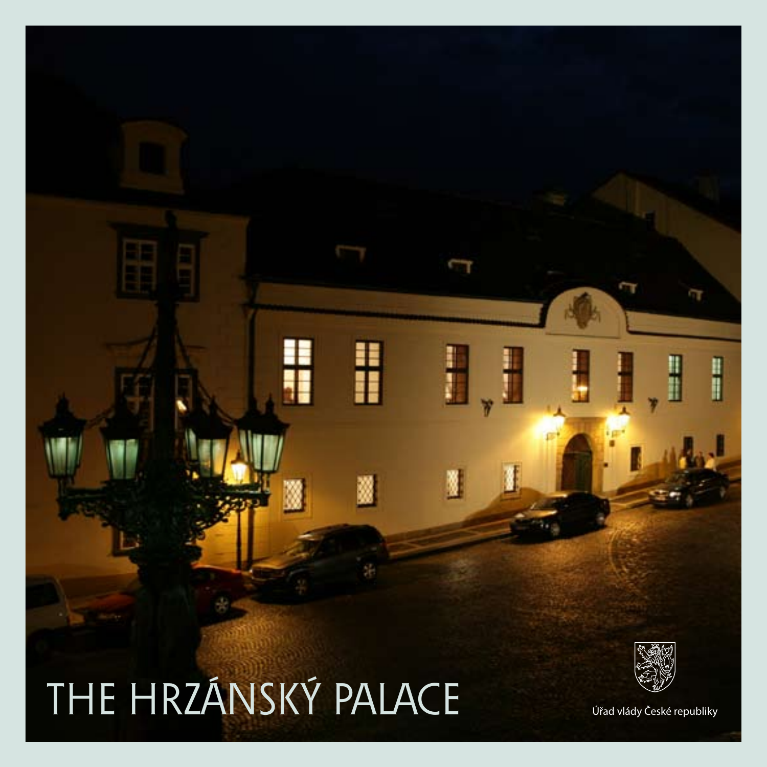# THE HRZÁNSKÝ PALACE

Úřad vlády České republiky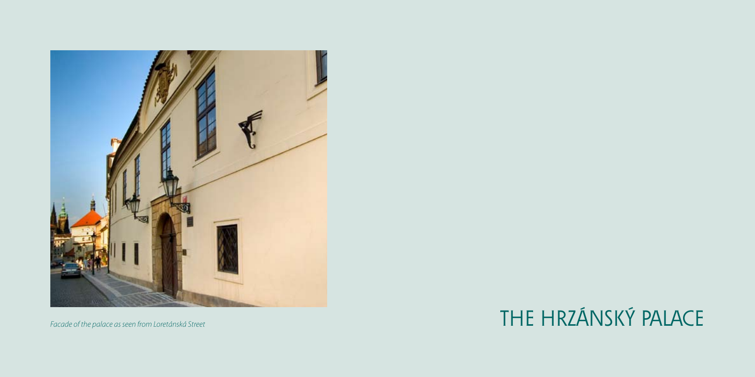*Facade of the palace as seen from Loretánská Street*

# THE HRZÁNSKÝ PALACE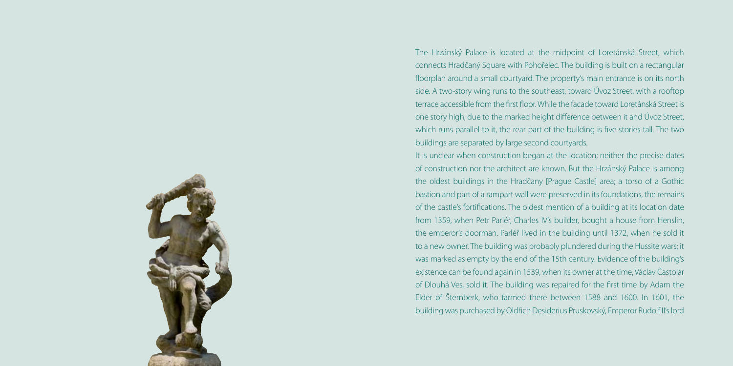The Hrzánský Palace is located at the midpoint of Loretánská Street, which connects Hradčaný Square with Pohořelec. The building is built on a rectangular floorplan around a small courtyard. The property's main entrance is on its north side. A two-story wing runs to the southeast, toward Úvoz Street, with a rooftop terrace accessible from the first floor. While the facade toward Loretánská Street is one story high, due to the marked height difference between it and Úvoz Street, which runs parallel to it, the rear part of the building is five stories tall. The two buildings are separated by large second courtyards.

It is unclear when construction began at the location; neither the precise dates of construction nor the architect are known. But the Hrzánský Palace is among the oldest buildings in the Hradčany [Prague Castle] area; a torso of a Gothic bastion and part of a rampart wall were preserved in its foundations, the remains of the castle's fortifications. The oldest mention of a building at its location date from 1359, when Petr Parléř, Charles IV's builder, bought a house from Henslin, the emperor's doorman. Parléř lived in the building until 1372, when he sold it to a new owner. The building was probably plundered during the Hussite wars; it was marked as empty by the end of the 15th century. Evidence of the building's existence can be found again in 1539, when its owner at the time, Václav Častolar of Dlouhá Ves, sold it. The building was repaired for the first time by Adam the Elder of Šternberk, who farmed there between 1588 and 1600. In 1601, the building was purchased by Oldřich Desiderius Pruskovský, Emperor Rudolf II's lord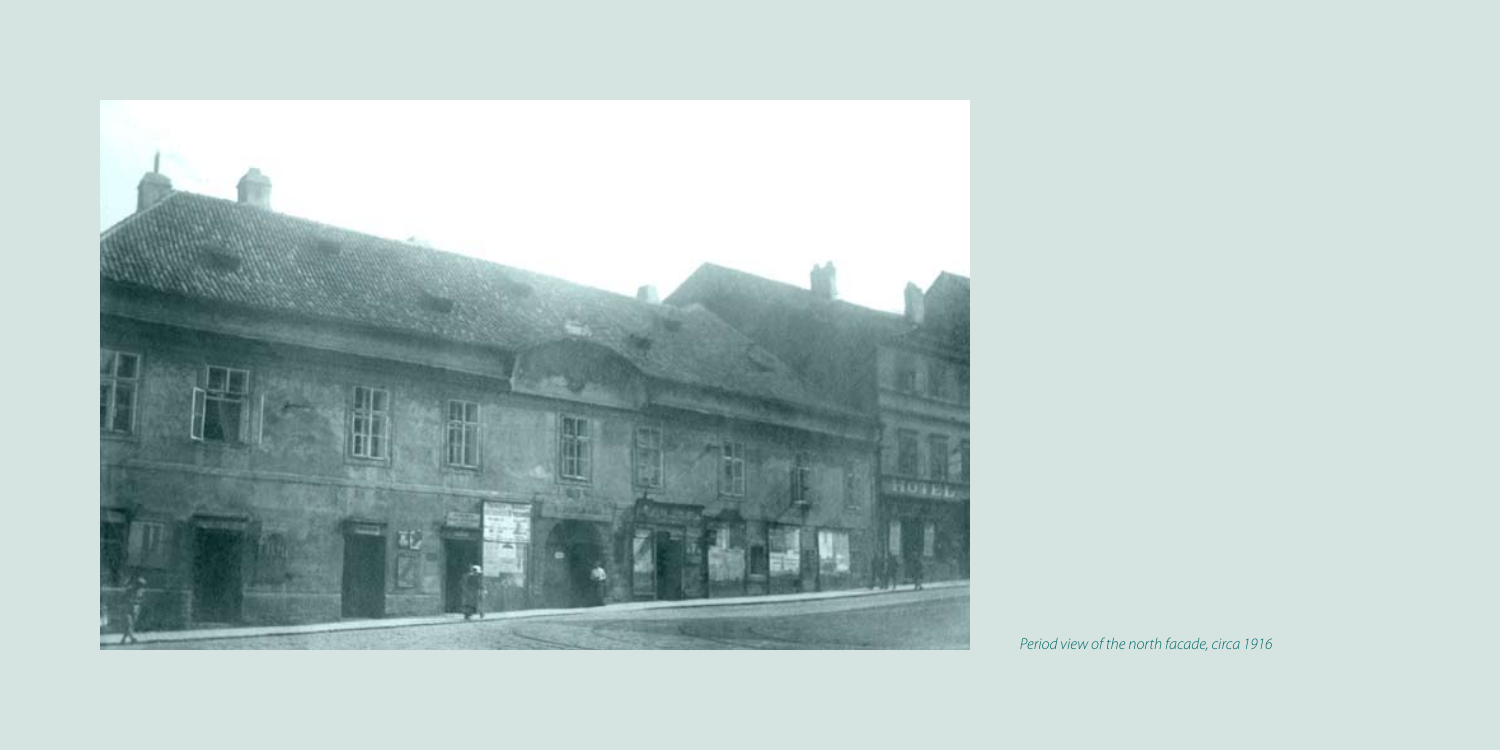*Period view of the north facade, circa 1916*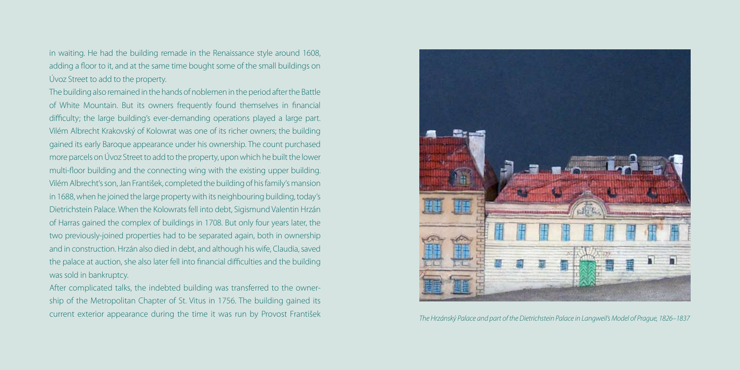in waiting. He had the building remade in the Renaissance style around 1608, adding a floor to it, and at the same time bought some of the small buildings on Úvoz Street to add to the property.

The building also remained in the hands of noblemen in the period after the Battle of White Mountain. But its owners frequently found themselves in financial difficulty; the large building's ever-demanding operations played a large part. Vilém Albrecht Krakovský of Kolowrat was one of its richer owners; the building gained its early Baroque appearance under his ownership. The count purchased more parcels on Úvoz Street to add to the property, upon which he built the lower multi-floor building and the connecting wing with the existing upper building. Vilém Albrecht's son, Jan František, completed the building of his family's mansion in 1688, when he joined the large property with its neighbouring building, today's Dietrichstein Palace. When the Kolowrats fell into debt, Sigismund Valentin Hrzán of Harras gained the complex of buildings in 1708. But only four years later, the two previously-joined properties had to be separated again, both in ownership and in construction. Hrzán also died in debt, and although his wife, Claudia, saved the palace at auction, she also later fell into financial difficulties and the building was sold in bankruptcy.

After complicated talks, the indebted building was transferred to the ownership of the Metropolitan Chapter of St. Vitus in 1756. The building gained its current exterior appearance during the time it was run by Provost František

*The Hrzánský Palace and part of the Dietrichstein Palace in Langweil's Model of Prague, 1826–1837*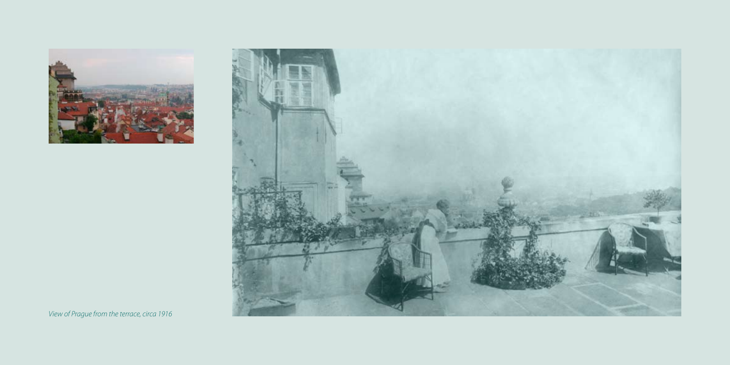*View of Prague from the terrace, circa 1916*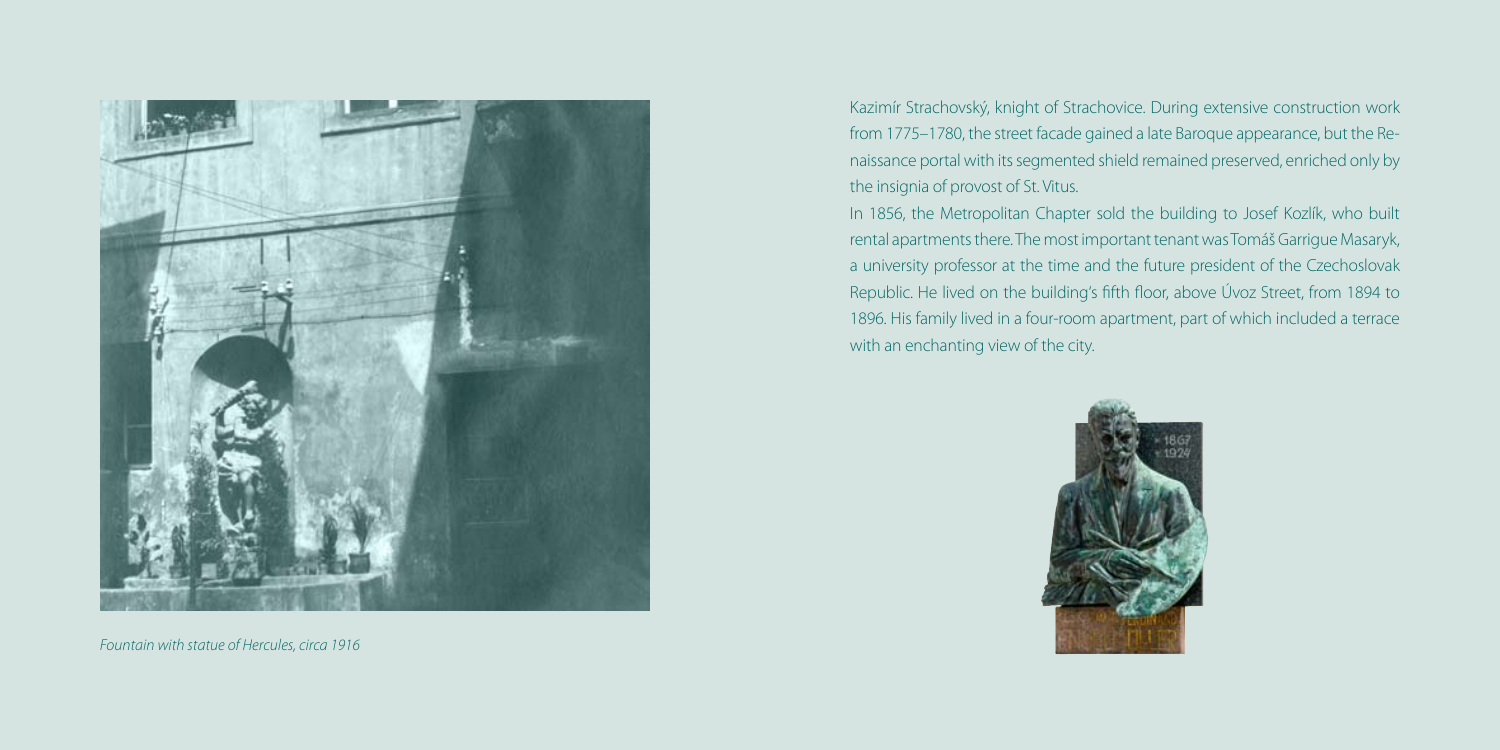*Fountain with statue of Hercules, circa 1916*

Kazimír Strachovský, knight of Strachovice. During extensive construction work from 1775–1780, the street facade gained a late Baroque appearance, but the Renaissance portal with its segmented shield remained preserved, enriched only by the insignia of provost of St. Vitus.

In 1856, the Metropolitan Chapter sold the building to Josef Kozlík, who built rental apartments there. The most important tenant was Tomáš Garrigue Masaryk, a university professor at the time and the future president of the Czechoslovak Republic. He lived on the building's fifth floor, above Úvoz Street, from 1894 to 1896. His family lived in a four-room apartment, part of which included a terrace with an enchanting view of the city.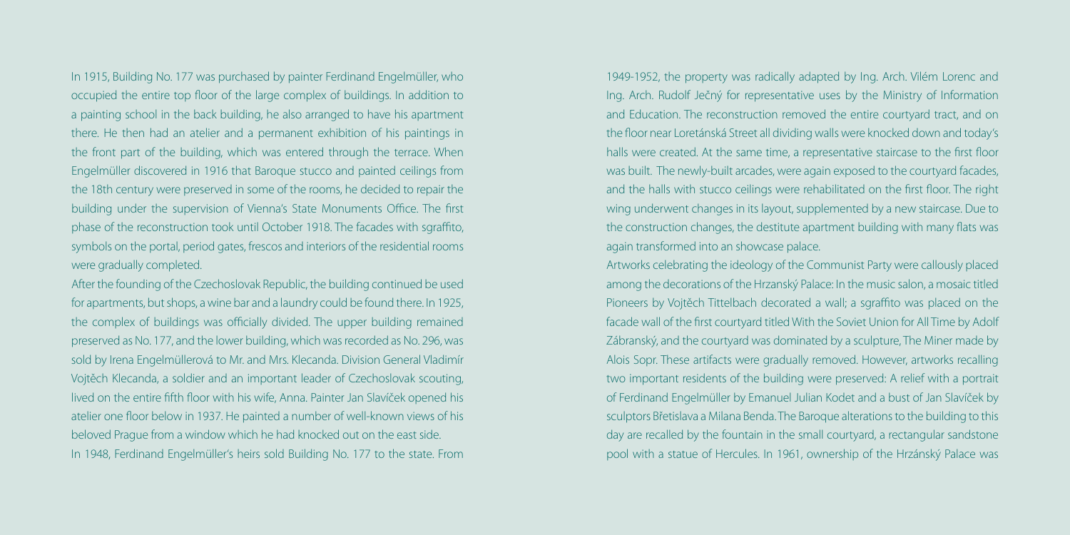In 1915, Building No. 177 was purchased by painter Ferdinand Engelmüller, who occupied the entire top floor of the large complex of buildings. In addition to a painting school in the back building, he also arranged to have his apartment there. He then had an atelier and a permanent exhibition of his paintings in the front part of the building, which was entered through the terrace. When Engelmüller discovered in 1916 that Baroque stucco and painted ceilings from the 18th century were preserved in some of the rooms, he decided to repair the building under the supervision of Vienna's State Monuments Office. The first phase of the reconstruction took until October 1918. The facades with sgraffito, symbols on the portal, period gates, frescos and interiors of the residential rooms were gradually completed.

After the founding of the Czechoslovak Republic, the building continued be used for apartments, but shops, a wine bar and a laundry could be found there. In 1925, the complex of buildings was officially divided. The upper building remained preserved as No. 177, and the lower building, which was recorded as No. 296, was sold by Irena Engelmüllerová to Mr. and Mrs. Klecanda. Division General Vladimír Vojtěch Klecanda, a soldier and an important leader of Czechoslovak scouting, lived on the entire fifth floor with his wife, Anna. Painter Jan Slavíček opened his atelier one floor below in 1937. He painted a number of well-known views of his beloved Prague from a window which he had knocked out on the east side.

In 1948, Ferdinand Engelmüller's heirs sold Building No. 177 to the state. From 1949-1952, the property was radically adapted by Ing. Arch. Vilém Lorenc and Ing. Arch. Rudolf Ječný for representative uses by the Ministry of Information and Education. The reconstruction removed the entire courtyard tract, and on the floor near Loretánská Street all dividing walls were knocked down and today's halls were created. At the same time, a representative staircase to the first floor was built. The newly-built arcades, were again exposed to the courtyard facades, and the halls with stucco ceilings were rehabilitated on the first floor. The right wing underwent changes in its layout, supplemented by a new staircase. Due to the construction changes, the destitute apartment building with many flats was again transformed into an showcase palace.

Artworks celebrating the ideology of the Communist Party were callously placed among the decorations of the Hrzanský Palace: In the music salon, a mosaic titled Pioneers by Vojtěch Tittelbach decorated a wall; a sgraffito was placed on the facade wall of the first courtyard titled With the Soviet Union for All Time by Adolf Zábranský, and the courtyard was dominated by a sculpture, The Miner made by Alois Sopr. These artifacts were gradually removed. However, artworks recalling two important residents of the building were preserved: A relief with a portrait of Ferdinand Engelmüller by Emanuel Julian Kodet and a bust of Jan Slavíček by sculptors Břetislava a Milana Benda. The Baroque alterations to the building to this day are recalled by the fountain in the small courtyard, a rectangular sandstone pool with a statue of Hercules. In 1961, ownership of the Hrzánský Palace was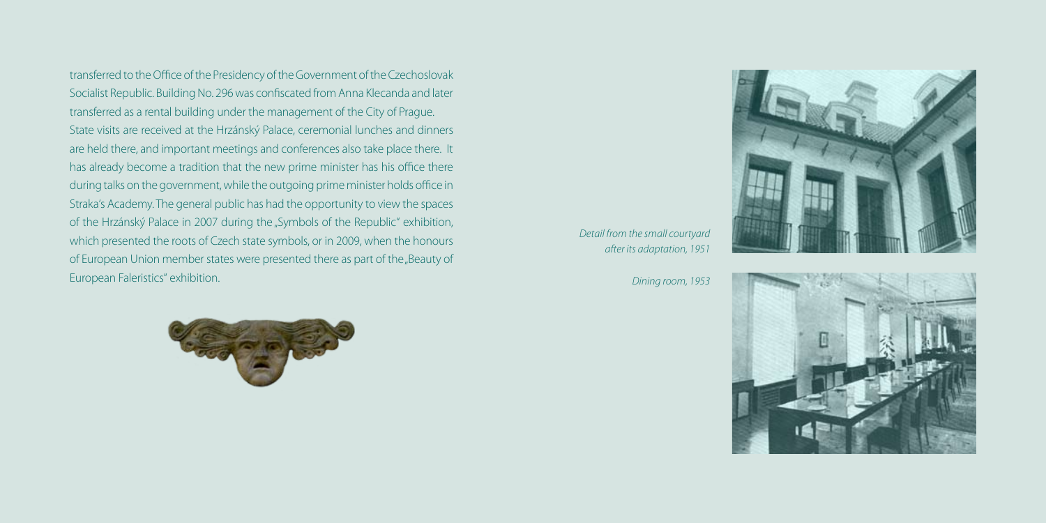transferred to the Office of the Presidency of the Government of the Czechoslovak Socialist Republic. Building No. 296 was confiscated from Anna Klecanda and later transferred as a rental building under the management of the City of Prague.

State visits are received at the Hrzánský Palace, ceremonial lunches and dinners are held there, and important meetings and conferences also take place there. It has already become a tradition that the new prime minister has his office there during talks on the government, while the outgoing prime minister holds office in Straka's Academy. The general public has had the opportunity to view the spaces of the Hrzánský Palace in 2007 during the „Symbols of the Republic" exhibition, which presented the roots of Czech state symbols, or in 2009, when the honours of European Union member states were presented there as part of the „Beauty of European Faleristics" exhibition.

*Detail from the small courtyard after its adaptation, 1951*

*Dining room, 1953*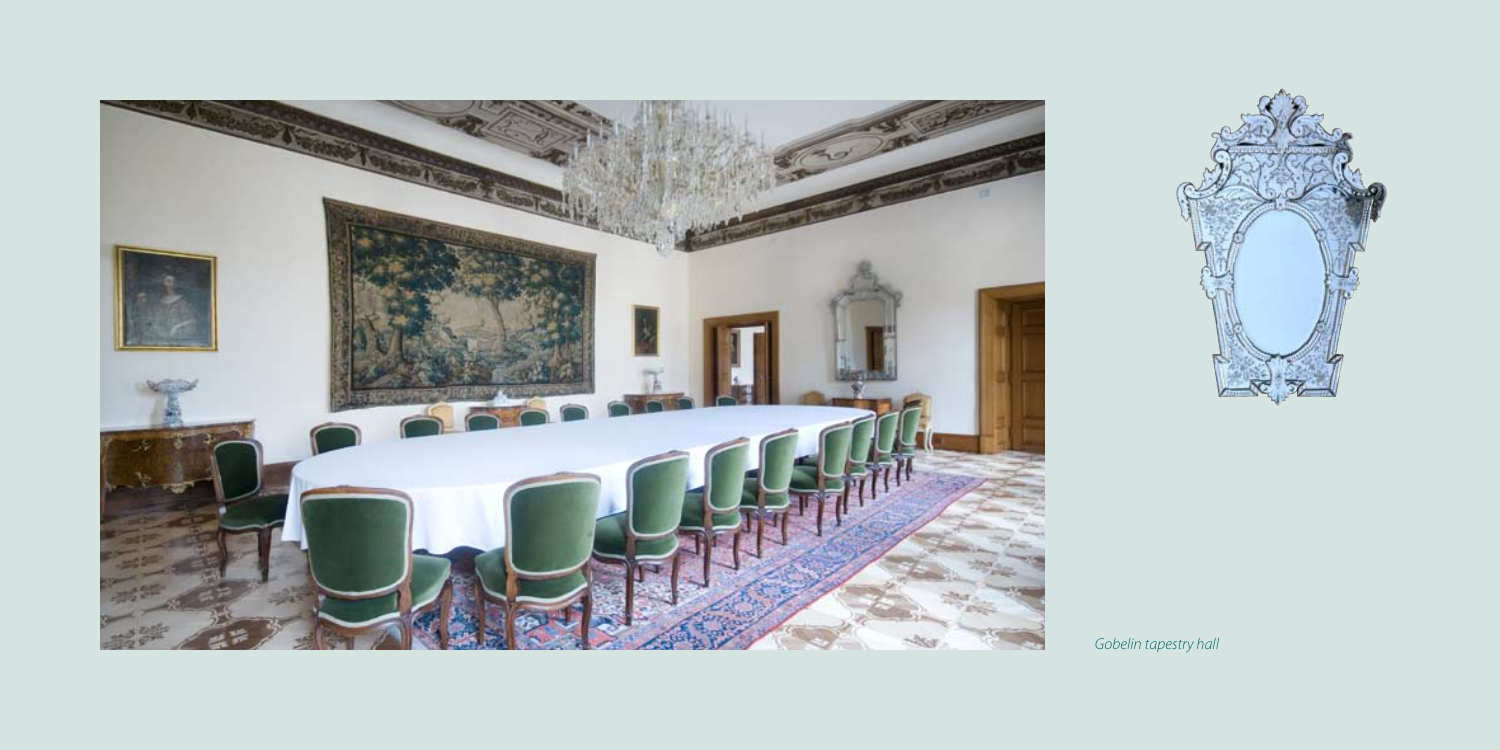*Gobelin tapestry hall*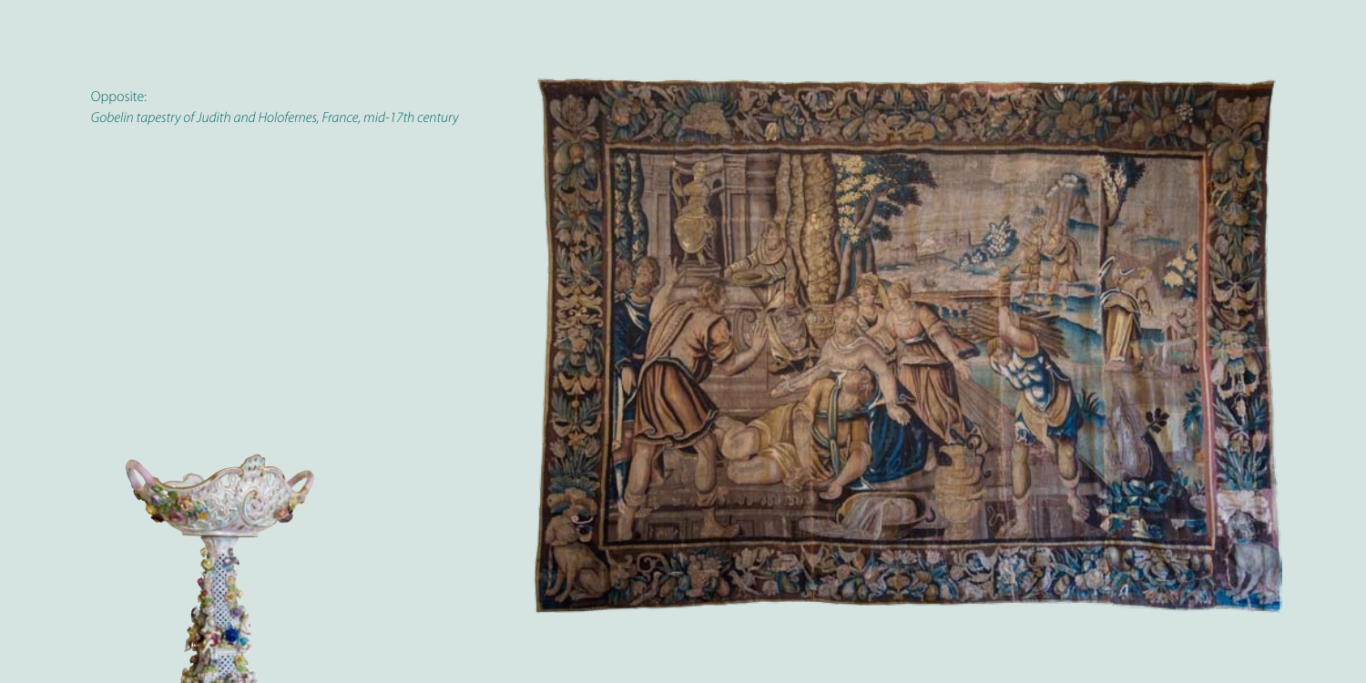Opposite:
*Gobelin tapestry of Judith and Holofernes, France, mid-17th century*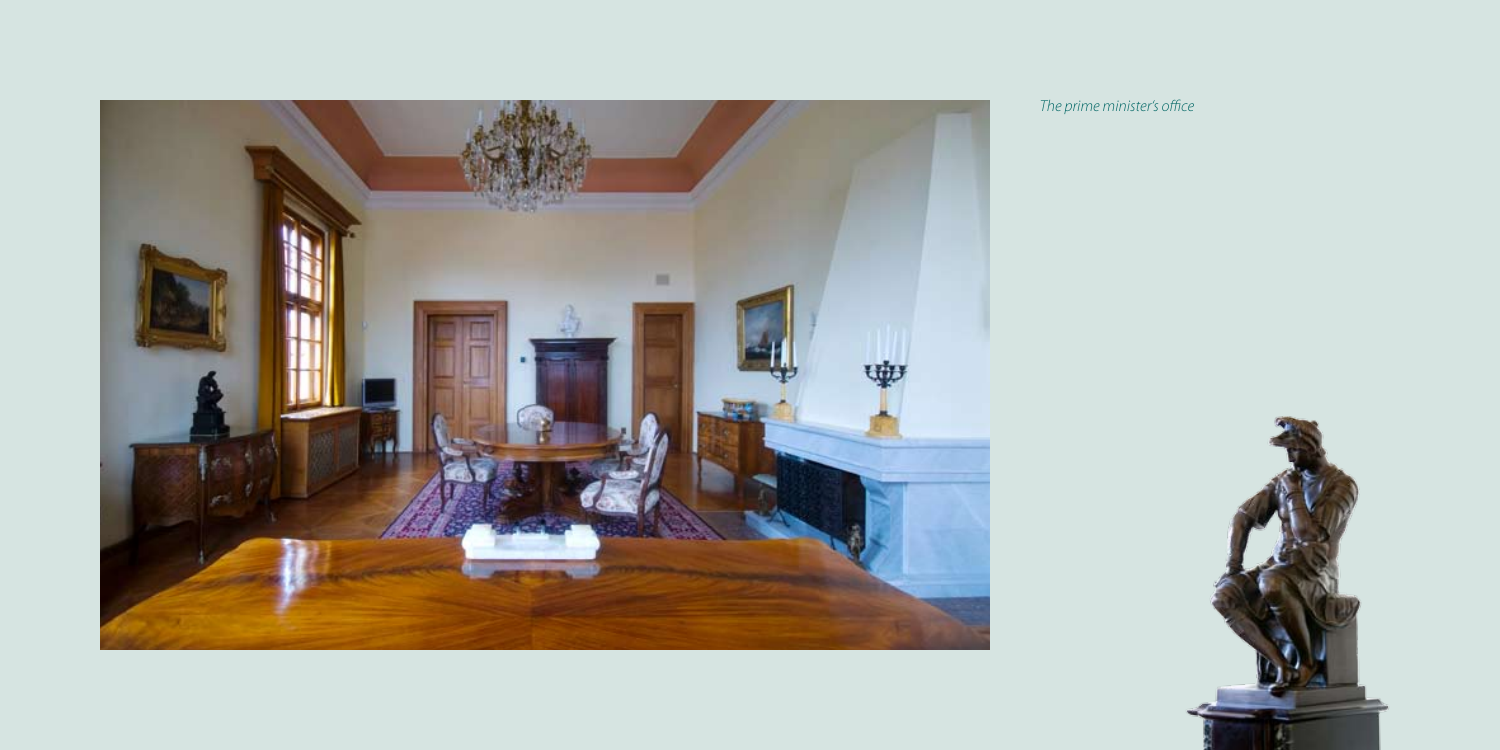*The prime minister's office*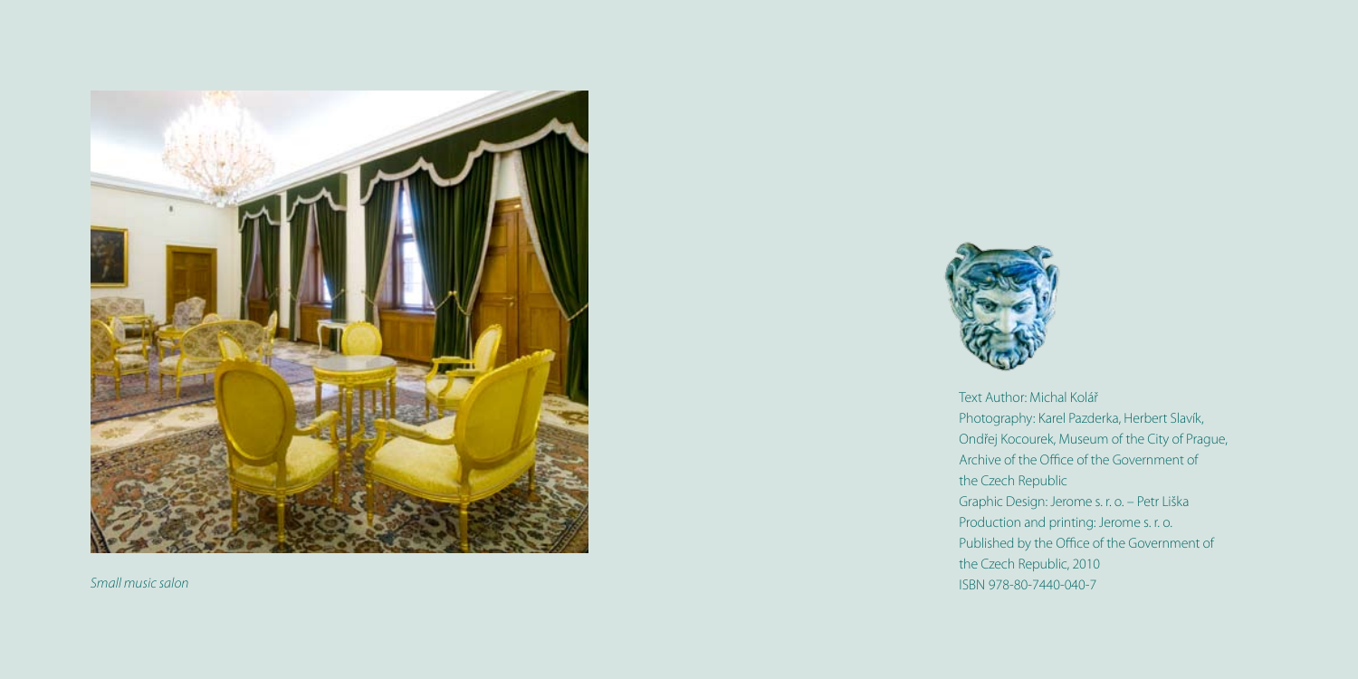*Small music salon*

Text Author: Michal Kolář
Photography: Karel Pazderka, Herbert Slavík, Ondřej Kocourek, Museum of the City of Prague, Archive of the Office of the Government of the Czech Republic
Graphic Design: Jerome s. r. o. – Petr Liška
Production and printing: Jerome s. r. o.
Published by the Office of the Government of the Czech Republic, 2010
ISBN 978-80-7440-040-7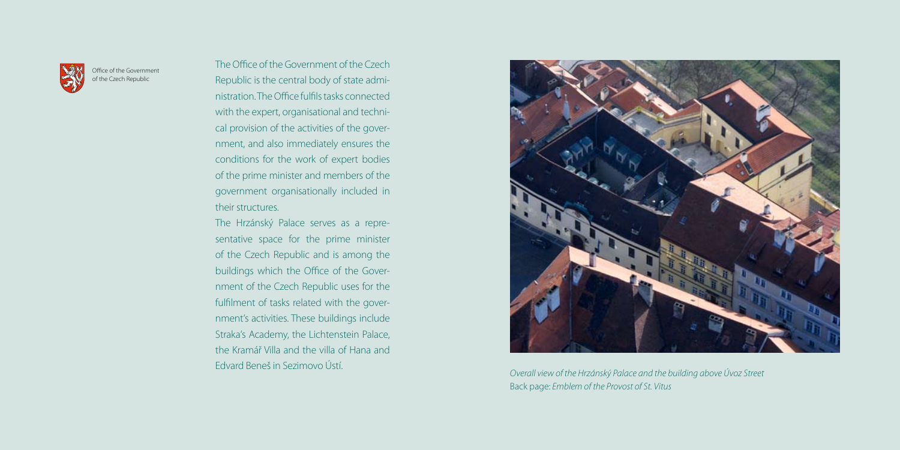Office of the Government of the Czech Republic

The Office of the Government of the Czech Republic is the central body of state administration. The Office fulfils tasks connected with the expert, organisational and technical provision of the activities of the government, and also immediately ensures the conditions for the work of expert bodies of the prime minister and members of the government organisationally included in their structures.

The Hrzánský Palace serves as a representative space for the prime minister of the Czech Republic and is among the buildings which the Office of the Government of the Czech Republic uses for the fulfilment of tasks related with the government's activities. These buildings include Straka's Academy, the Lichtenstein Palace, the Kramář Villa and the villa of Hana and Edvard Beneš in Sezimovo Ústí.

*Overall view of the Hrzánský Palace and the building above Úvoz Street*

Back page: *Emblem of the Provost of St. Vitus*